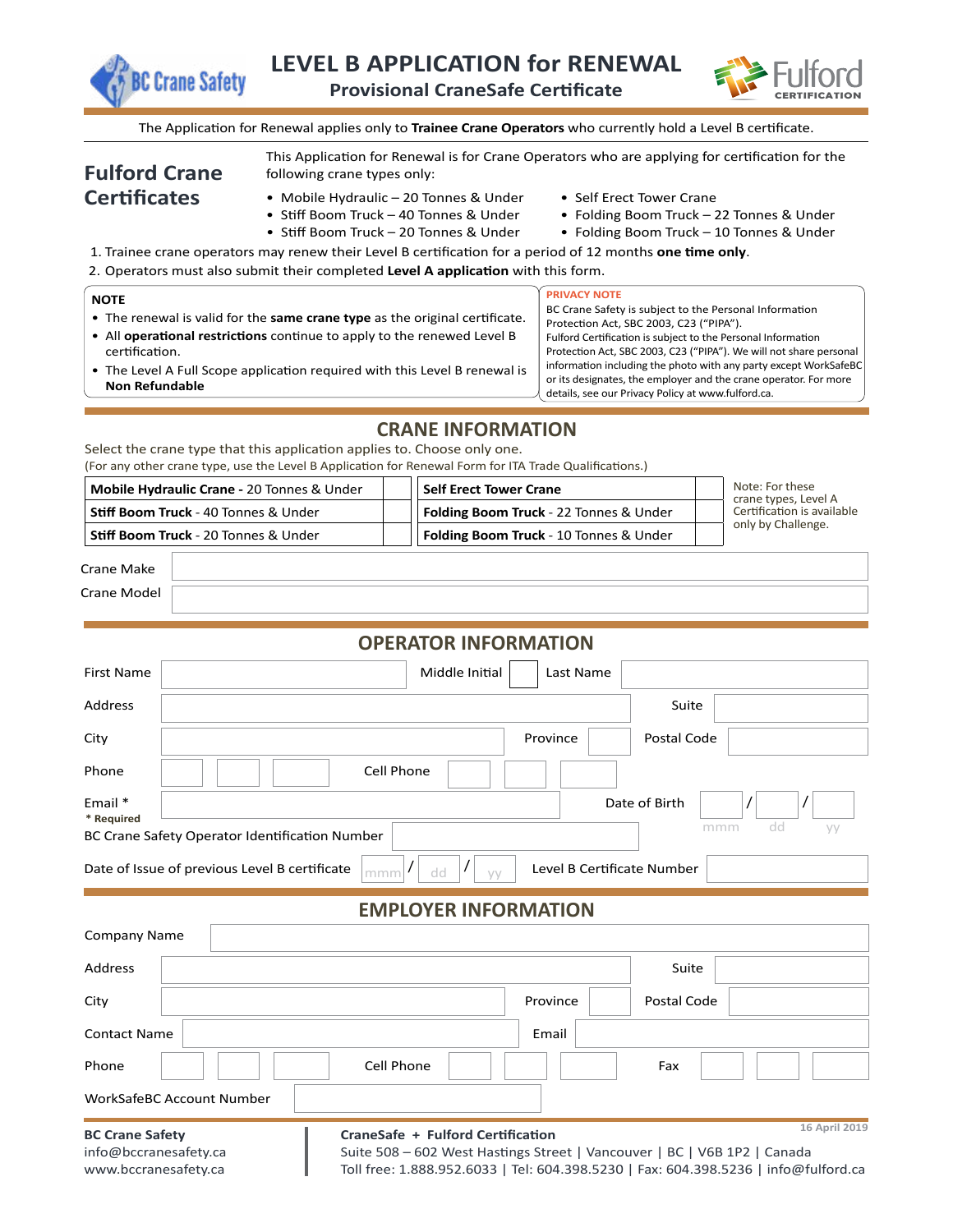# LEVEL B APPLICATION for RENEWAL

## Provisional CraneSafe Certificate

The Application for Renewal applies only to **Trainee Crane Operators** who currently hold a Level B certificate.

## Fulford Crane Certificates

This Application for Renewal is for Crane Operators who are applying for certification for the following crane types only:

- Mobile Hydraulic – 20 Tonnes & Under
- Stiff Boom Truck – 40 Tonnes & Under
- Stiff Boom Truck – 20 Tonnes & Under
- Self Erect Tower Crane
- Folding Boom Truck – 22 Tonnes & Under
- Folding Boom Truck – 10 Tonnes & Under

1. Trainee crane operators may renew their Level B certification for a period of 12 months **one time only**.
2. Operators must also submit their completed **Level A application** with this form.

**NOTE**

- The renewal is valid for the **same crane type** as the original certificate.
- All **operational restrictions** continue to apply to the renewed Level B certification.
- The Level A Full Scope application required with this Level B renewal is **Non Refundable**

**PRIVACY NOTE**

BC Crane Safety is subject to the Personal Information Protection Act, SBC 2003, C23 (“PIPA”). Fulford Certification is subject to the Personal Information Protection Act, SBC 2003, C23 (“PIPA”). We will not share personal information including the photo with any party except WorkSafeBC or its designates, the employer and the crane operator. For more details, see our Privacy Policy at www.fulford.ca.

## CRANE INFORMATION

Select the crane type that this application applies to. Choose only one.
(For any other crane type, use the Level B Application for Renewal Form for ITA Trade Qualifications.)

| Crane Type | ☐ | Crane Type | ☐ |
|---|---|---|---|
| **Mobile Hydraulic Crane** - 20 Tonnes & Under | | **Self Erect Tower Crane** | |
| **Stiff Boom Truck** - 40 Tonnes & Under | | **Folding Boom Truck** - 22 Tonnes & Under | |
| **Stiff Boom Truck** - 20 Tonnes & Under | | **Folding Boom Truck** - 10 Tonnes & Under | |

Note: For these crane types, Level A Certification is available only by Challenge.

Crane Make

Crane Model

## OPERATOR INFORMATION

First Name | Middle Initial | Last Name

Address | Suite

City | Province | Postal Code

Phone | Cell Phone

Email * | Date of Birth mmm / dd / yy

\* Required

BC Crane Safety Operator Identification Number

Date of Issue of previous Level B certificate mmm / dd / yy | Level B Certificate Number

## EMPLOYER INFORMATION

Company Name

Address | Suite

City | Province | Postal Code

Contact Name | Email

Phone | Cell Phone | Fax

WorkSafeBC Account Number

**BC Crane Safety**
info@bccranesafety.ca
www.bccranesafety.ca

**CraneSafe + Fulford Certification**
Suite 508 – 602 West Hastings Street | Vancouver | BC | V6B 1P2 | Canada
Toll free: 1.888.952.6033 | Tel: 604.398.5230 | Fax: 604.398.5236 | info@fulford.ca

16 April 2019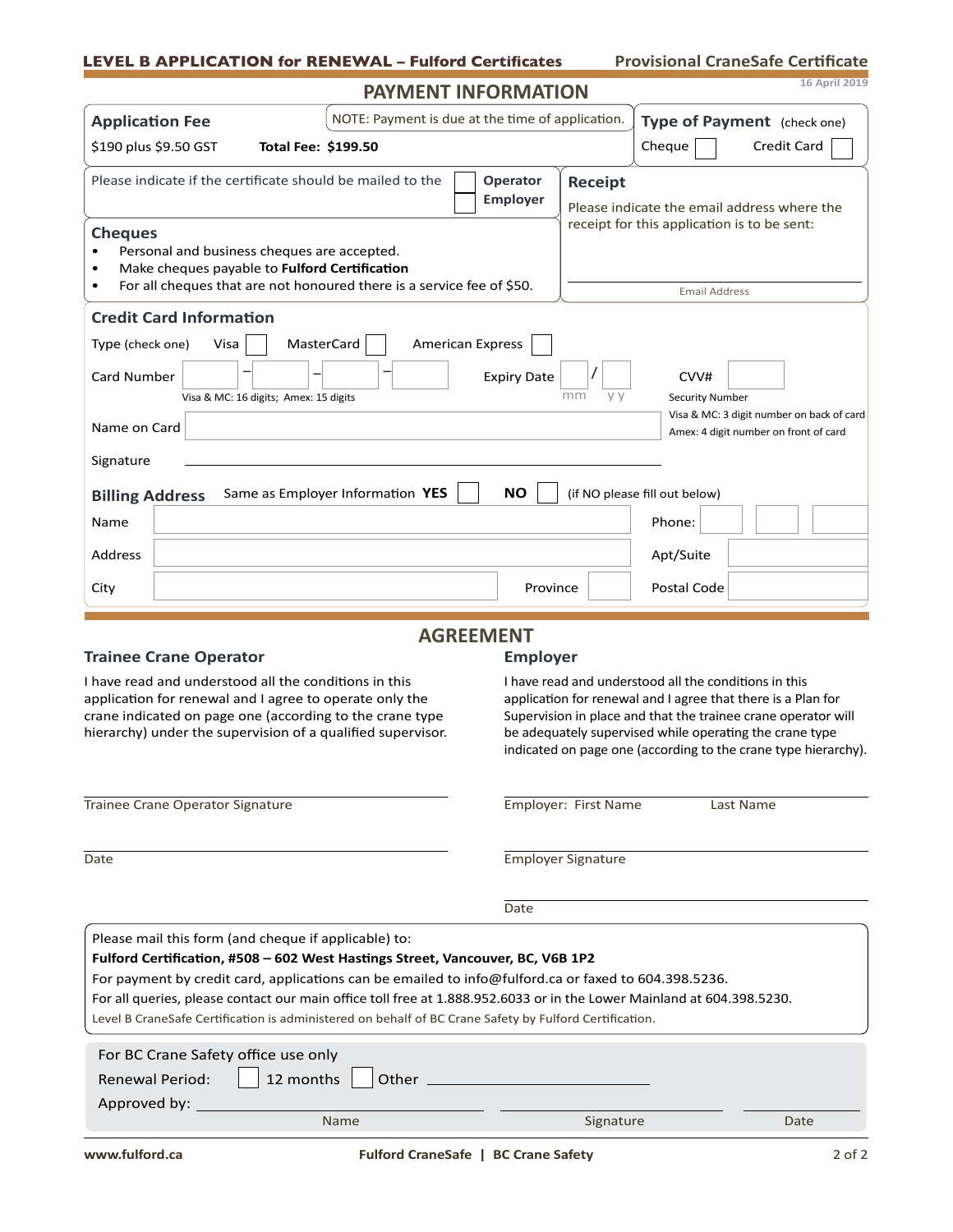LEVEL B APPLICATION for RENEWAL – Fulford Certificates — Provisional CraneSafe Certificate

16 April 2019

# PAYMENT INFORMATION

**Application Fee**

$190 plus $9.50 GST **Total Fee: $199.50**

NOTE: Payment is due at the time of application.

**Type of Payment** (check one)

Cheque ☐ Credit Card ☐

Please indicate if the certificate should be mailed to the ☐ **Operator** ☐ **Employer**

**Receipt**

Please indicate the email address where the receipt for this application is to be sent:

Email Address

**Cheques**

- Personal and business cheques are accepted.
- Make cheques payable to **Fulford Certification**
- For all cheques that are not honoured there is a service fee of $50.

**Credit Card Information**

Type (check one) Visa ☐ MasterCard ☐ American Express ☐

Card Number ____ – ____ – ____ – ____
Visa & MC: 16 digits; Amex: 15 digits

Expiry Date ____ / ____ (mm yy)

CVV# ____
Security Number
Visa & MC: 3 digit number on back of card
Amex: 4 digit number on front of card

Name on Card

Signature

**Billing Address** Same as Employer Information **YES** ☐ **NO** ☐ (if NO please fill out below)

Name

Phone:

Address

Apt/Suite

City

Province

Postal Code

# AGREEMENT

**Trainee Crane Operator**

I have read and understood all the conditions in this application for renewal and I agree to operate only the crane indicated on page one (according to the crane type hierarchy) under the supervision of a qualified supervisor.

Trainee Crane Operator Signature

Date

**Employer**

I have read and understood all the conditions in this application for renewal and I agree that there is a Plan for Supervision in place and that the trainee crane operator will be adequately supervised while operating the crane type indicated on page one (according to the crane type hierarchy).

Employer: First Name Last Name

Employer Signature

Date

Please mail this form (and cheque if applicable) to:
**Fulford Certification, #508 – 602 West Hastings Street, Vancouver, BC, V6B 1P2**
For payment by credit card, applications can be emailed to info@fulford.ca or faxed to 604.398.5236.
For all queries, please contact our main office toll free at 1.888.952.6033 or in the Lower Mainland at 604.398.5230.
Level B CraneSafe Certification is administered on behalf of BC Crane Safety by Fulford Certification.

For BC Crane Safety office use only

Renewal Period: ☐ 12 months ☐ Other ____

Approved by: ____ Name ____ Signature ____ Date

**www.fulford.ca** — **Fulford CraneSafe | BC Crane Safety**